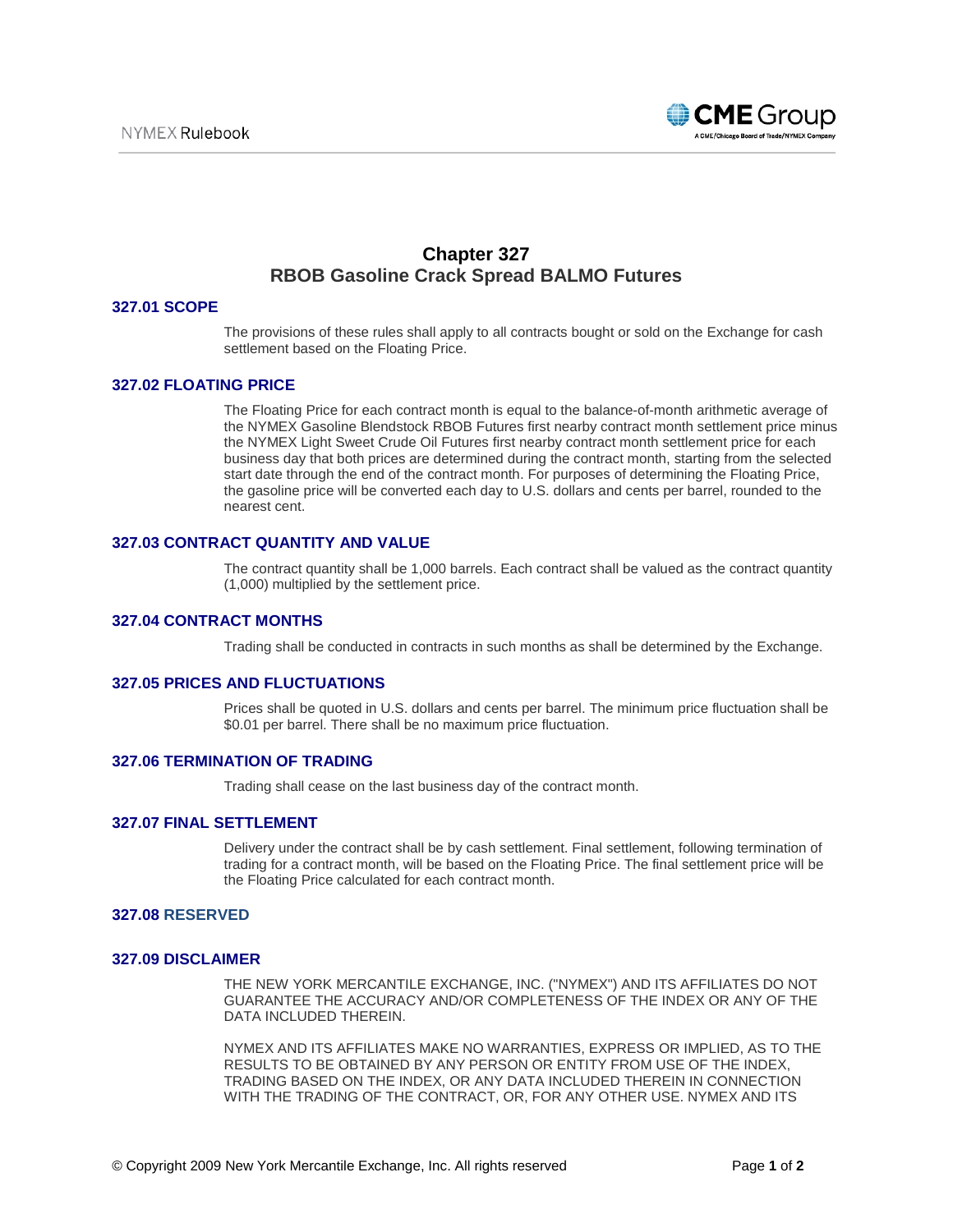# Chapter 327
# RBOB Gasoline Crack Spread BALMO Futures

## 327.01 SCOPE

The provisions of these rules shall apply to all contracts bought or sold on the Exchange for cash settlement based on the Floating Price.

## 327.02 FLOATING PRICE

The Floating Price for each contract month is equal to the balance-of-month arithmetic average of the NYMEX Gasoline Blendstock RBOB Futures first nearby contract month settlement price minus the NYMEX Light Sweet Crude Oil Futures first nearby contract month settlement price for each business day that both prices are determined during the contract month, starting from the selected start date through the end of the contract month. For purposes of determining the Floating Price, the gasoline price will be converted each day to U.S. dollars and cents per barrel, rounded to the nearest cent.

## 327.03 CONTRACT QUANTITY AND VALUE

The contract quantity shall be 1,000 barrels. Each contract shall be valued as the contract quantity (1,000) multiplied by the settlement price.

## 327.04 CONTRACT MONTHS

Trading shall be conducted in contracts in such months as shall be determined by the Exchange.

## 327.05 PRICES AND FLUCTUATIONS

Prices shall be quoted in U.S. dollars and cents per barrel. The minimum price fluctuation shall be $0.01 per barrel. There shall be no maximum price fluctuation.

## 327.06 TERMINATION OF TRADING

Trading shall cease on the last business day of the contract month.

## 327.07 FINAL SETTLEMENT

Delivery under the contract shall be by cash settlement. Final settlement, following termination of trading for a contract month, will be based on the Floating Price. The final settlement price will be the Floating Price calculated for each contract month.

## 327.08 RESERVED

## 327.09 DISCLAIMER

THE NEW YORK MERCANTILE EXCHANGE, INC. ("NYMEX") AND ITS AFFILIATES DO NOT GUARANTEE THE ACCURACY AND/OR COMPLETENESS OF THE INDEX OR ANY OF THE DATA INCLUDED THEREIN.

NYMEX AND ITS AFFILIATES MAKE NO WARRANTIES, EXPRESS OR IMPLIED, AS TO THE RESULTS TO BE OBTAINED BY ANY PERSON OR ENTITY FROM USE OF THE INDEX, TRADING BASED ON THE INDEX, OR ANY DATA INCLUDED THEREIN IN CONNECTION WITH THE TRADING OF THE CONTRACT, OR, FOR ANY OTHER USE. NYMEX AND ITS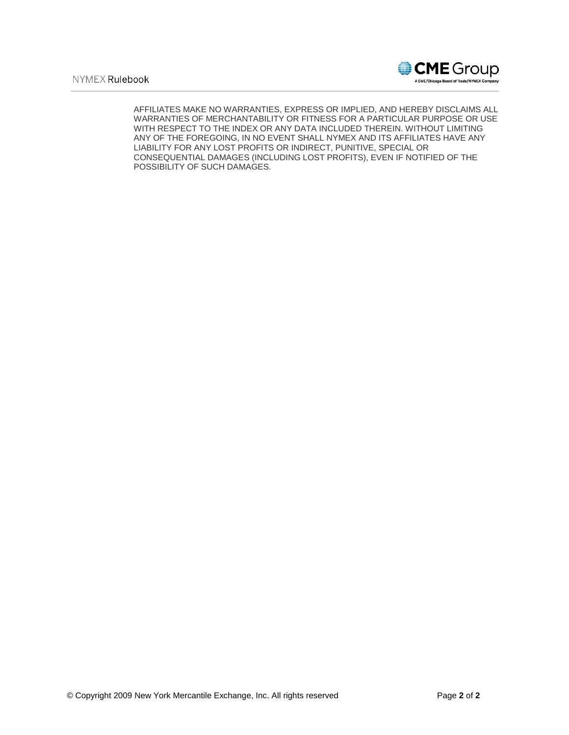AFFILIATES MAKE NO WARRANTIES, EXPRESS OR IMPLIED, AND HEREBY DISCLAIMS ALL WARRANTIES OF MERCHANTABILITY OR FITNESS FOR A PARTICULAR PURPOSE OR USE WITH RESPECT TO THE INDEX OR ANY DATA INCLUDED THEREIN. WITHOUT LIMITING ANY OF THE FOREGOING, IN NO EVENT SHALL NYMEX AND ITS AFFILIATES HAVE ANY LIABILITY FOR ANY LOST PROFITS OR INDIRECT, PUNITIVE, SPECIAL OR CONSEQUENTIAL DAMAGES (INCLUDING LOST PROFITS), EVEN IF NOTIFIED OF THE POSSIBILITY OF SUCH DAMAGES.